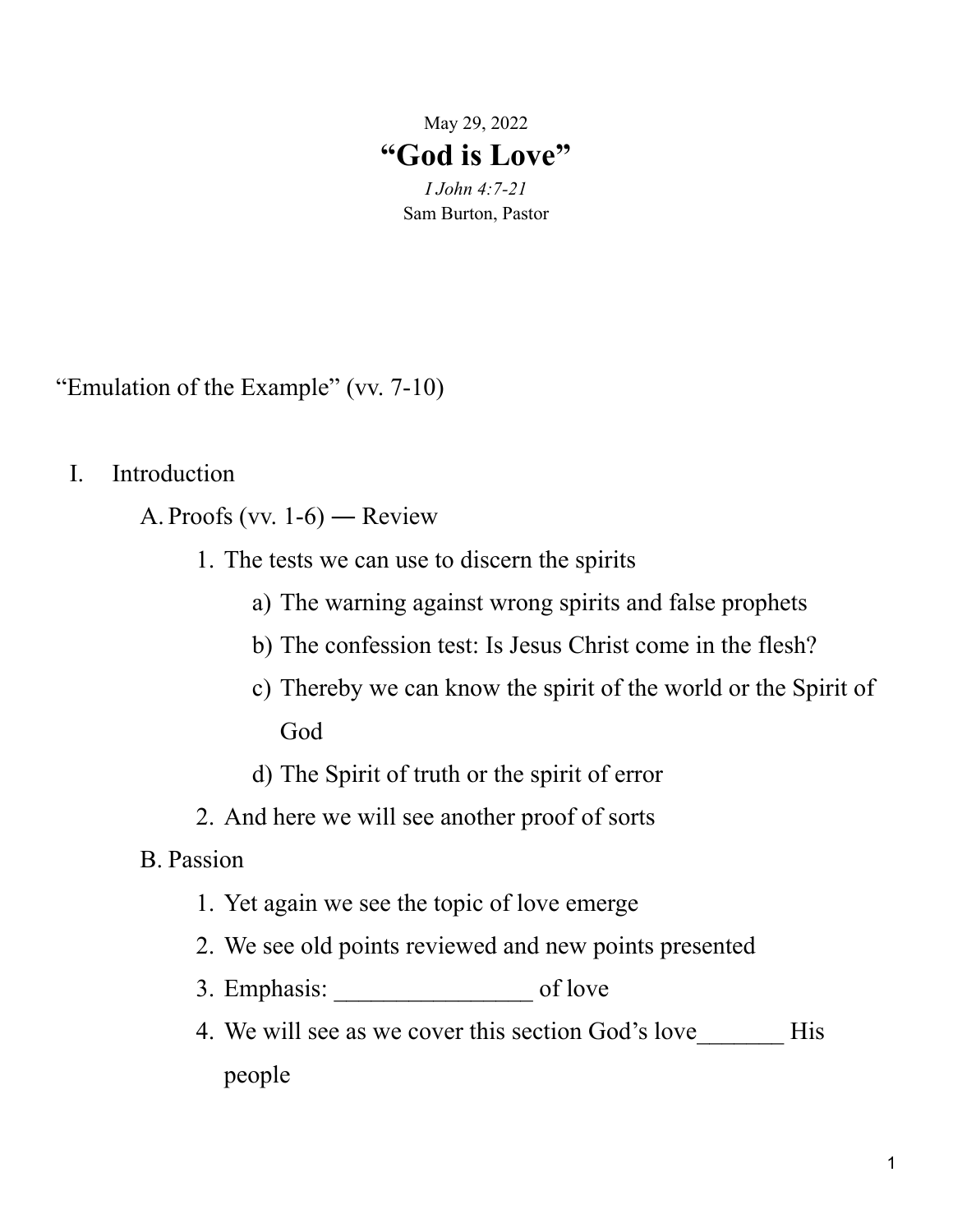May 29, 2022

# "God is Love"

*I John 4:7-21*

Sam Burton, Pastor

"Emulation of the Example" (vv. 7-10)

I. Introduction
    A. Proofs (vv. 1-6) ― Review
        1. The tests we can use to discern the spirits
            a) The warning against wrong spirits and false prophets
            b) The confession test: Is Jesus Christ come in the flesh?
            c) Thereby we can know the spirit of the world or the Spirit of God
            d) The Spirit of truth or the spirit of error
        2. And here we will see another proof of sorts
    B. Passion
        1. Yet again we see the topic of love emerge
        2. We see old points reviewed and new points presented
        3. Emphasis: ________________ of love
        4. We will see as we cover this section God's love_______ His people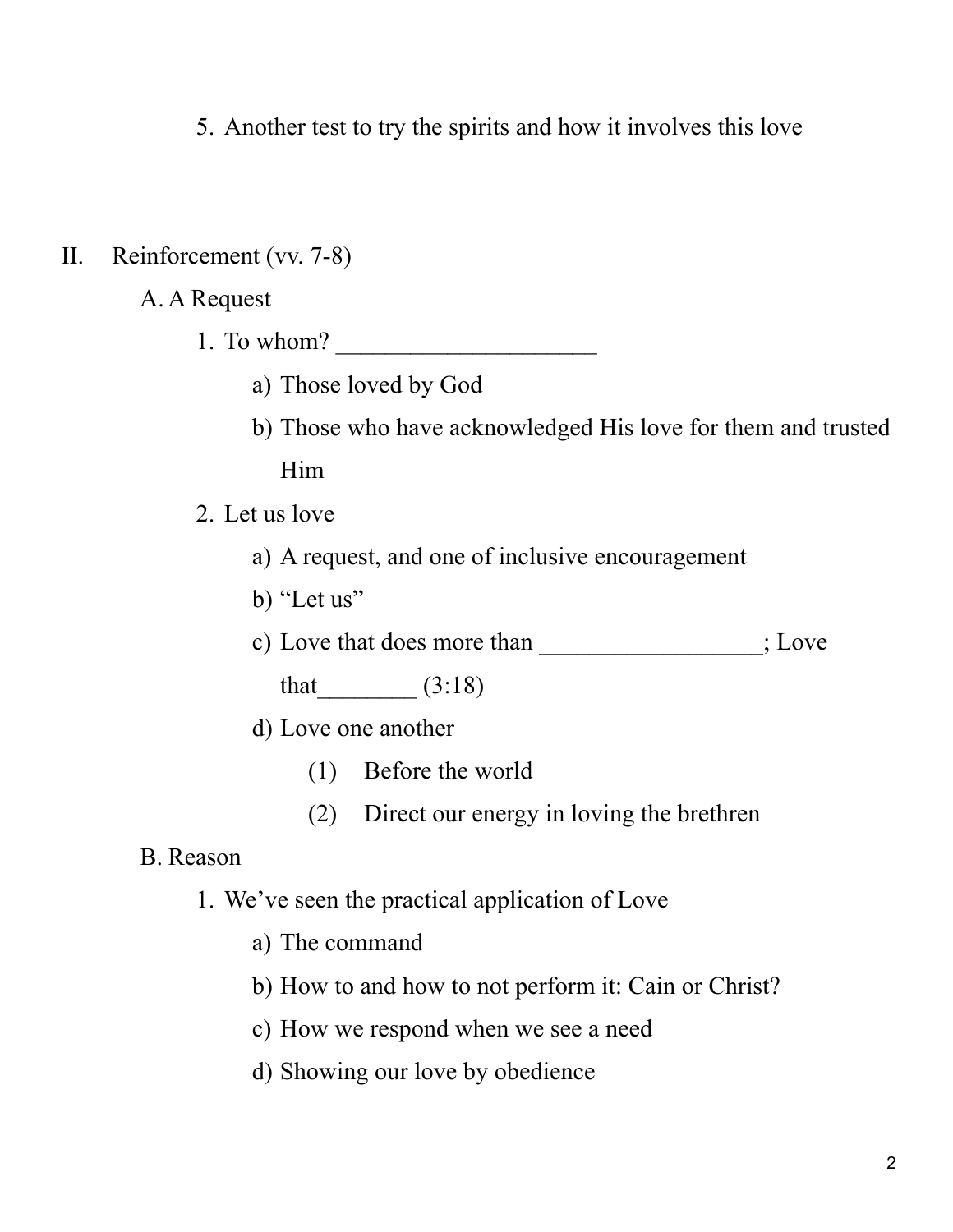5. Another test to try the spirits and how it involves this love

II. Reinforcement (vv. 7-8)

A. A Request

1. To whom? _____________________
   a) Those loved by God
   b) Those who have acknowledged His love for them and trusted Him
2. Let us love
   a) A request, and one of inclusive encouragement
   b) “Let us”
   c) Love that does more than __________________; Love that________ (3:18)
   d) Love one another
      (1) Before the world
      (2) Direct our energy in loving the brethren

B. Reason

1. We’ve seen the practical application of Love
   a) The command
   b) How to and how to not perform it: Cain or Christ?
   c) How we respond when we see a need
   d) Showing our love by obedience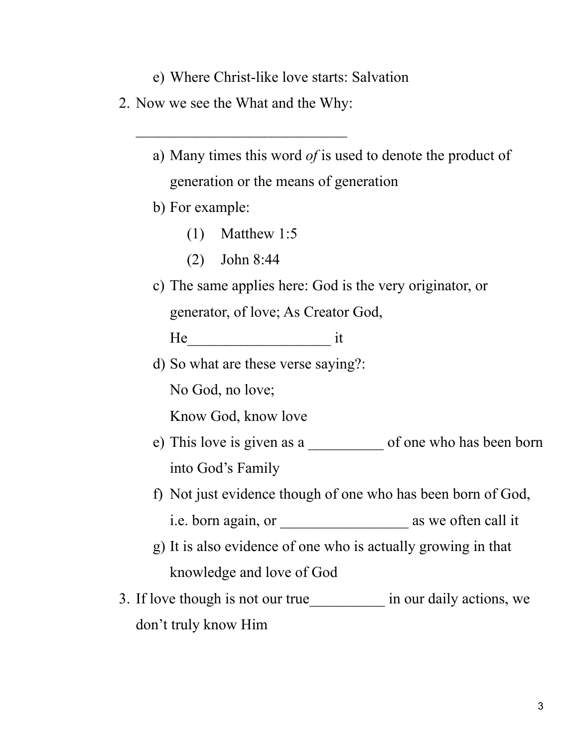e) Where Christ-like love starts: Salvation

2. Now we see the What and the Why:

   ____________________________

   a) Many times this word *of* is used to denote the product of generation or the means of generation
   b) For example:
      (1) Matthew 1:5
      (2) John 8:44
   c) The same applies here: God is the very originator, or generator, of love; As Creator God, He__________________ it
   d) So what are these verse saying?:
      No God, no love;
      Know God, know love
   e) This love is given as a __________ of one who has been born into God's Family
   f) Not just evidence though of one who has been born of God, i.e. born again, or _________________ as we often call it
   g) It is also evidence of one who is actually growing in that knowledge and love of God

3. If love though is not our true__________ in our daily actions, we don't truly know Him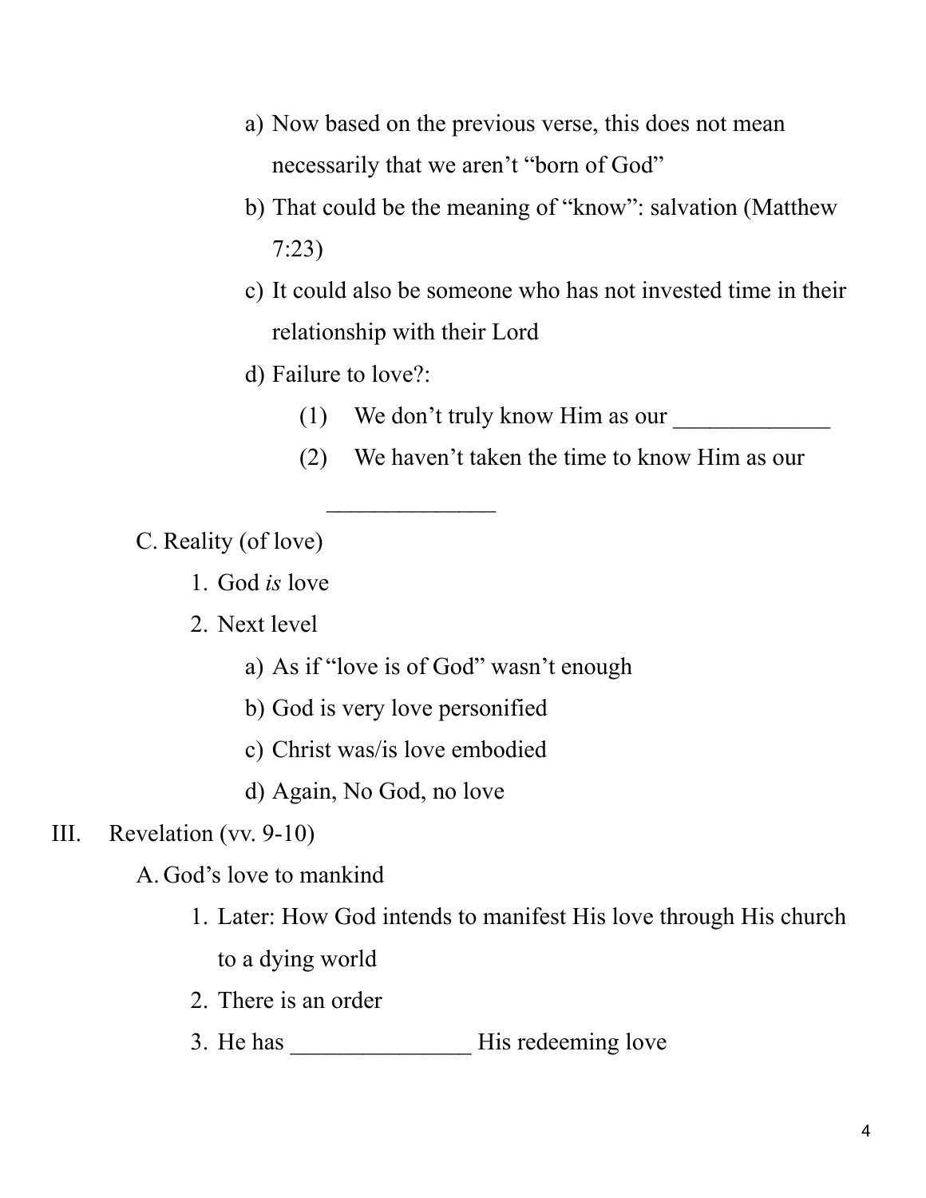a) Now based on the previous verse, this does not mean necessarily that we aren't "born of God"

b) That could be the meaning of "know": salvation (Matthew 7:23)

c) It could also be someone who has not invested time in their relationship with their Lord

d) Failure to love?:

    (1) We don't truly know Him as our _____________

    (2) We haven't taken the time to know Him as our ______________

C. Reality (of love)

1. God *is* love

2. Next level

    a) As if "love is of God" wasn't enough

    b) God is very love personified

    c) Christ was/is love embodied

    d) Again, No God, no love

III. Revelation (vv. 9-10)

A. God's love to mankind

1. Later: How God intends to manifest His love through His church to a dying world

2. There is an order

3. He has _______________ His redeeming love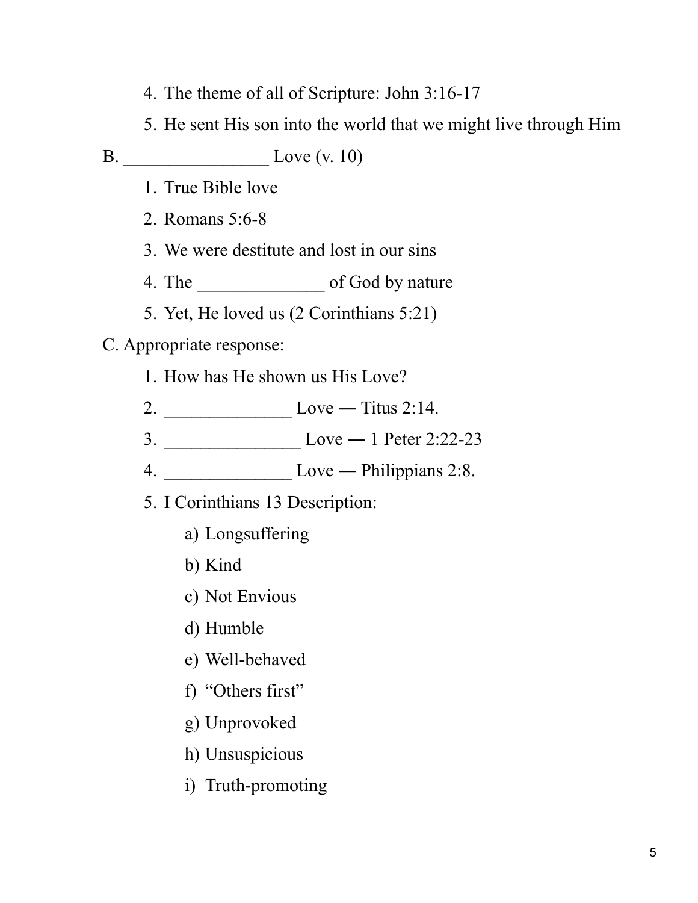4. The theme of all of Scripture: John 3:16-17
5. He sent His son into the world that we might live through Him

B. ________________ Love (v. 10)

1. True Bible love
2. Romans 5:6-8
3. We were destitute and lost in our sins
4. The ______________ of God by nature
5. Yet, He loved us (2 Corinthians 5:21)

C. Appropriate response:

1. How has He shown us His Love?
2. ______________ Love — Titus 2:14.
3. _______________ Love — 1 Peter 2:22-23
4. ______________ Love — Philippians 2:8.
5. I Corinthians 13 Description:
   a) Longsuffering
   b) Kind
   c) Not Envious
   d) Humble
   e) Well-behaved
   f) "Others first"
   g) Unprovoked
   h) Unsuspicious
   i) Truth-promoting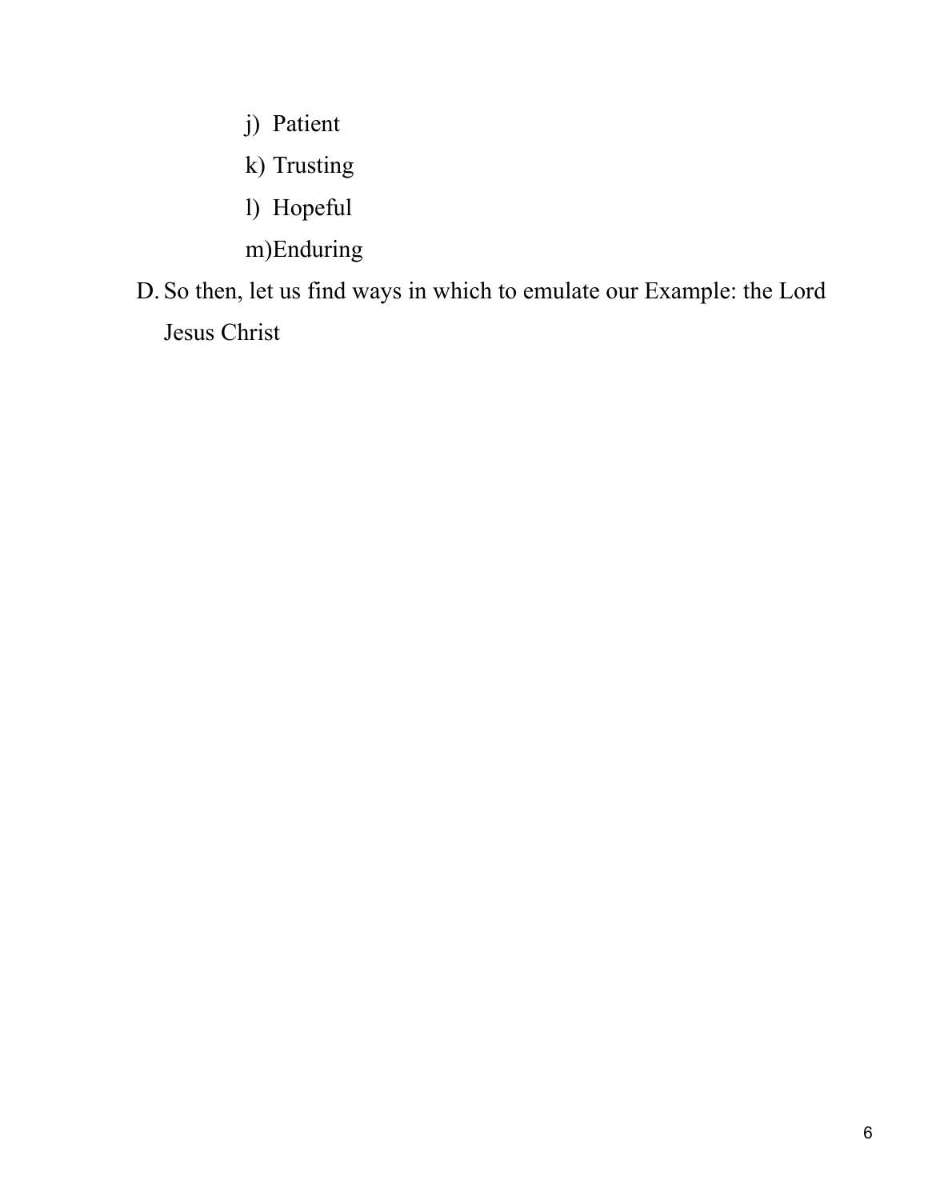j) Patient

k) Trusting

l) Hopeful

m) Enduring

D. So then, let us find ways in which to emulate our Example: the Lord Jesus Christ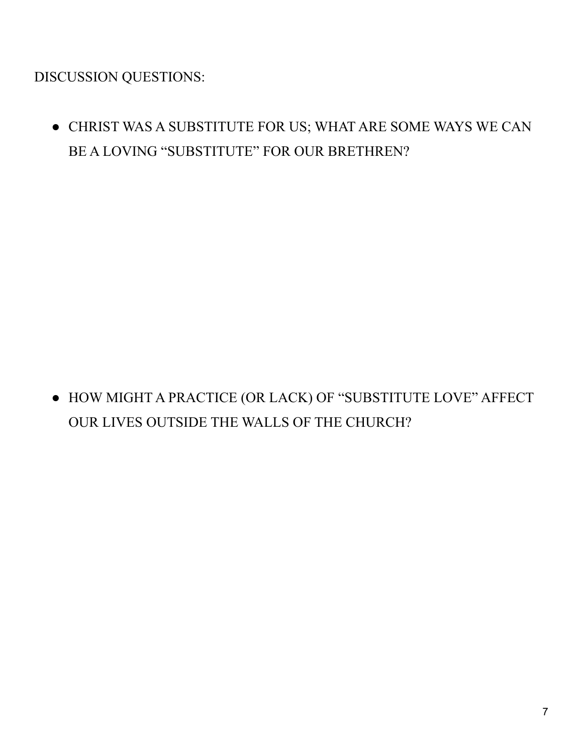DISCUSSION QUESTIONS:

- CHRIST WAS A SUBSTITUTE FOR US; WHAT ARE SOME WAYS WE CAN BE A LOVING "SUBSTITUTE" FOR OUR BRETHREN?

- HOW MIGHT A PRACTICE (OR LACK) OF "SUBSTITUTE LOVE" AFFECT OUR LIVES OUTSIDE THE WALLS OF THE CHURCH?